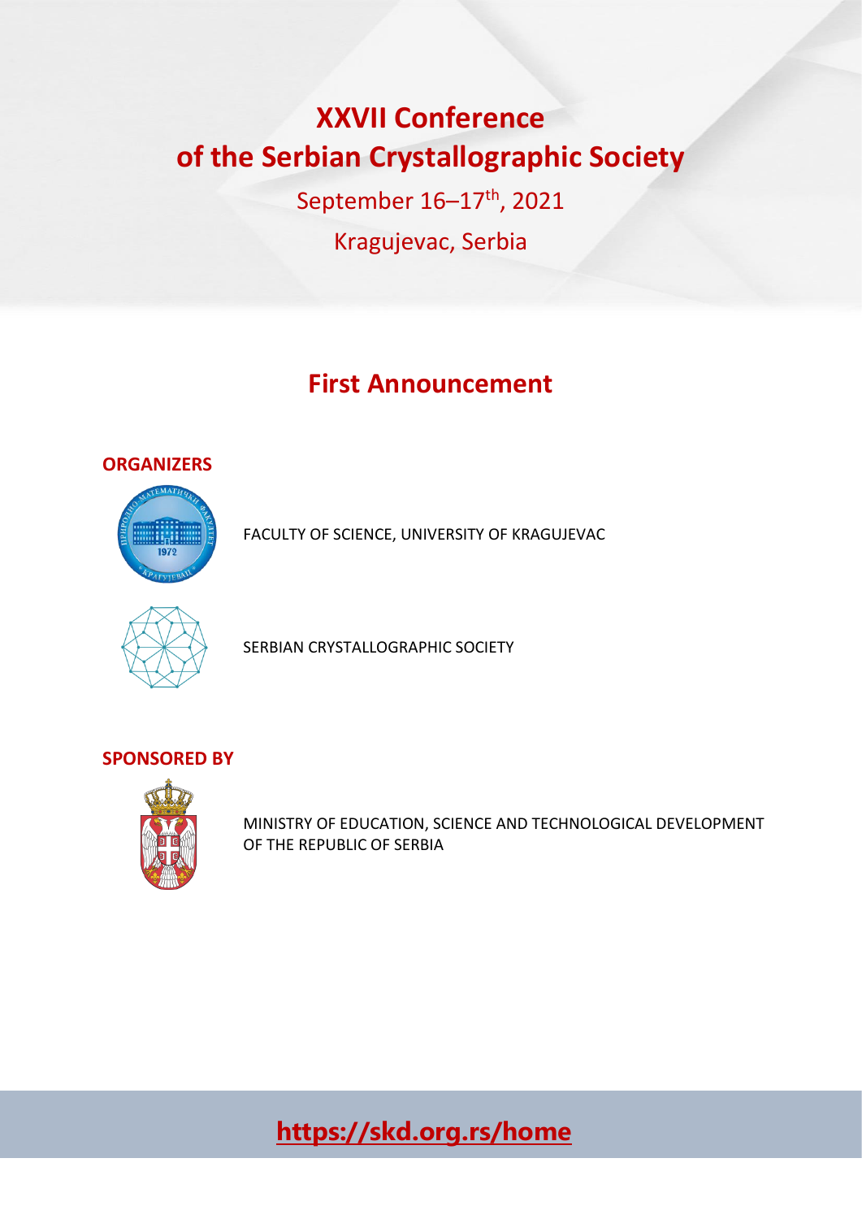# XXVII Conference of the Serbian Crystallographic Society

September 16–17th, 2021

Kragujevac, Serbia

## First Announcement

### ORGANIZERS

FACULTY OF SCIENCE, UNIVERSITY OF KRAGUJEVAC

SERBIAN CRYSTALLOGRAPHIC SOCIETY

### SPONSORED BY

MINISTRY OF EDUCATION, SCIENCE AND TECHNOLOGICAL DEVELOPMENT OF THE REPUBLIC OF SERBIA

**https://skd.org.rs/home**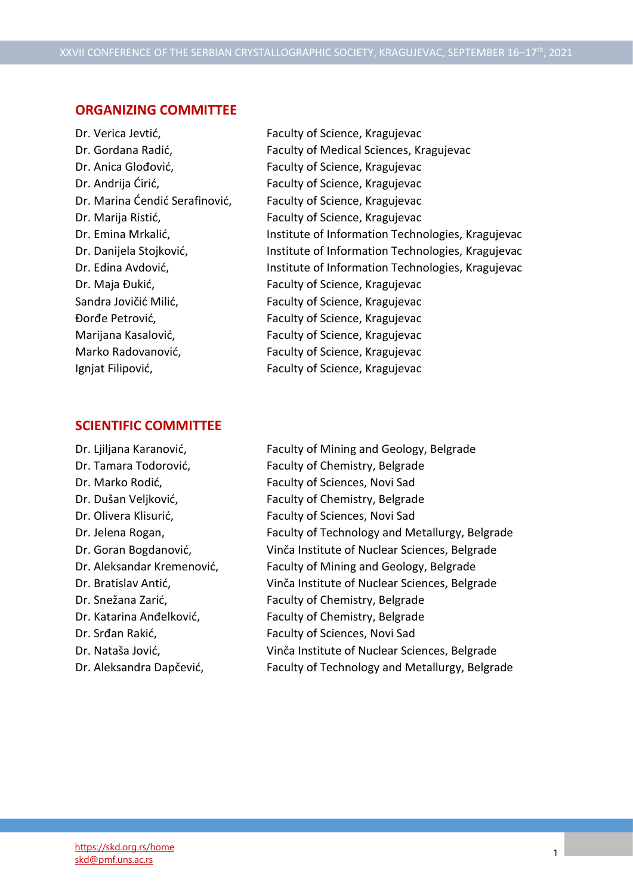## ORGANIZING COMMITTEE

| | |
|---|---|
| Dr. Verica Jevtić, | Faculty of Science, Kragujevac |
| Dr. Gordana Radić, | Faculty of Medical Sciences, Kragujevac |
| Dr. Anica Glođović, | Faculty of Science, Kragujevac |
| Dr. Andrija Ćirić, | Faculty of Science, Kragujevac |
| Dr. Marina Ćendić Serafinović, | Faculty of Science, Kragujevac |
| Dr. Marija Ristić, | Faculty of Science, Kragujevac |
| Dr. Emina Mrkalić, | Institute of Information Technologies, Kragujevac |
| Dr. Danijela Stojković, | Institute of Information Technologies, Kragujevac |
| Dr. Edina Avdović, | Institute of Information Technologies, Kragujevac |
| Dr. Maja Đukić, | Faculty of Science, Kragujevac |
| Sandra Jovičić Milić, | Faculty of Science, Kragujevac |
| Đorđe Petrović, | Faculty of Science, Kragujevac |
| Marijana Kasalović, | Faculty of Science, Kragujevac |
| Marko Radovanović, | Faculty of Science, Kragujevac |
| Ignjat Filipović, | Faculty of Science, Kragujevac |

## SCIENTIFIC COMMITTEE

| | |
|---|---|
| Dr. Ljiljana Karanović, | Faculty of Mining and Geology, Belgrade |
| Dr. Tamara Todorović, | Faculty of Chemistry, Belgrade |
| Dr. Marko Rodić, | Faculty of Sciences, Novi Sad |
| Dr. Dušan Veljković, | Faculty of Chemistry, Belgrade |
| Dr. Olivera Klisurić, | Faculty of Sciences, Novi Sad |
| Dr. Jelena Rogan, | Faculty of Technology and Metallurgy, Belgrade |
| Dr. Goran Bogdanović, | Vinča Institute of Nuclear Sciences, Belgrade |
| Dr. Aleksandar Kremenović, | Faculty of Mining and Geology, Belgrade |
| Dr. Bratislav Antić, | Vinča Institute of Nuclear Sciences, Belgrade |
| Dr. Snežana Zarić, | Faculty of Chemistry, Belgrade |
| Dr. Katarina Anđelković, | Faculty of Chemistry, Belgrade |
| Dr. Srđan Rakić, | Faculty of Sciences, Novi Sad |
| Dr. Nataša Jović, | Vinča Institute of Nuclear Sciences, Belgrade |
| Dr. Aleksandra Dapčević, | Faculty of Technology and Metallurgy, Belgrade |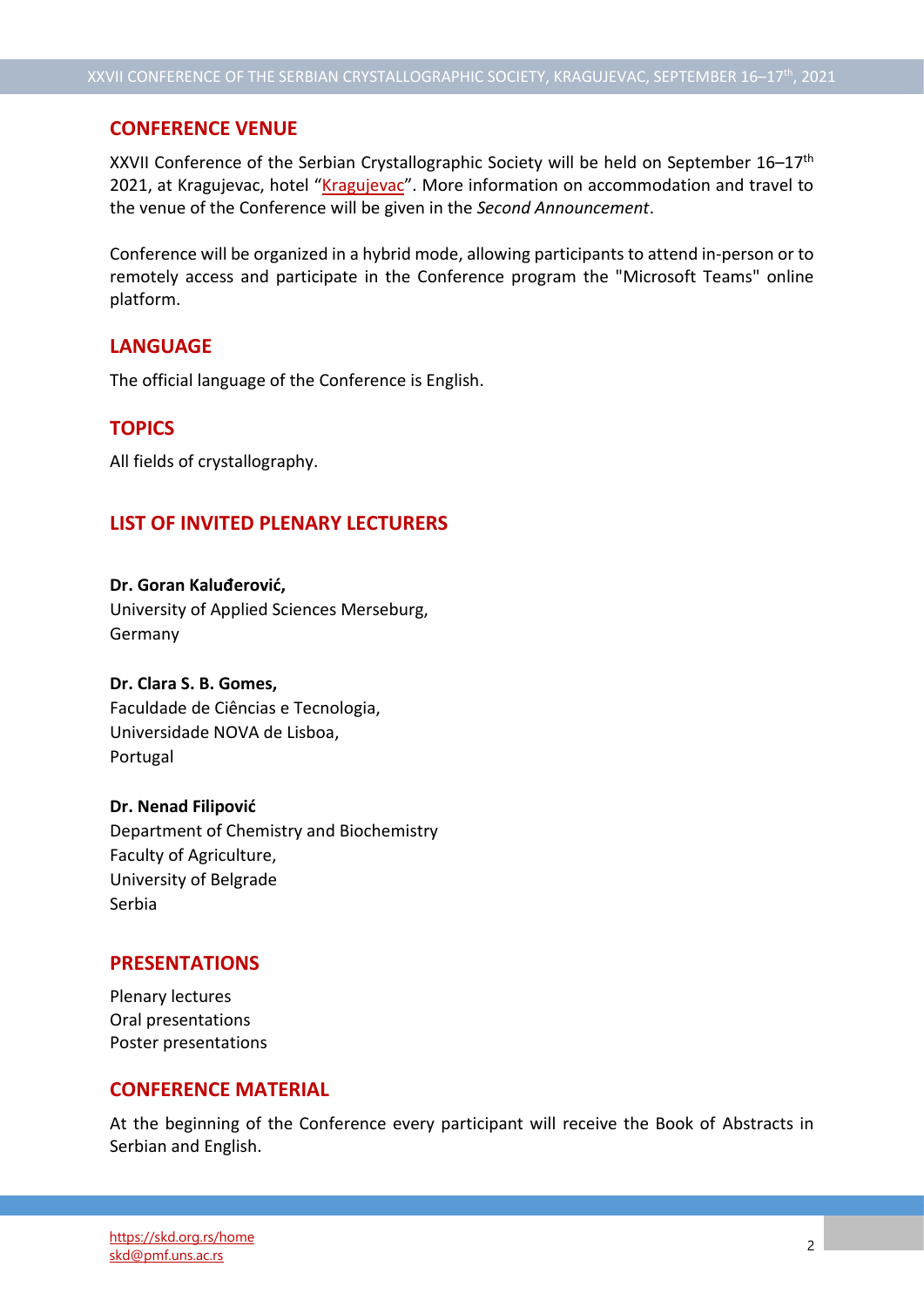## CONFERENCE VENUE

XXVII Conference of the Serbian Crystallographic Society will be held on September 16–17th 2021, at Kragujevac, hotel "Kragujevac". More information on accommodation and travel to the venue of the Conference will be given in the *Second Announcement*.

Conference will be organized in a hybrid mode, allowing participants to attend in-person or to remotely access and participate in the Conference program the "Microsoft Teams" online platform.

## LANGUAGE

The official language of the Conference is English.

## TOPICS

All fields of crystallography.

## LIST OF INVITED PLENARY LECTURERS

**Dr. Goran Kaluđerović,**
University of Applied Sciences Merseburg,
Germany

**Dr. Clara S. B. Gomes,**
Faculdade de Ciências e Tecnologia,
Universidade NOVA de Lisboa,
Portugal

**Dr. Nenad Filipović**
Department of Chemistry and Biochemistry
Faculty of Agriculture,
University of Belgrade
Serbia

## PRESENTATIONS

Plenary lectures
Oral presentations
Poster presentations

## CONFERENCE MATERIAL

At the beginning of the Conference every participant will receive the Book of Abstracts in Serbian and English.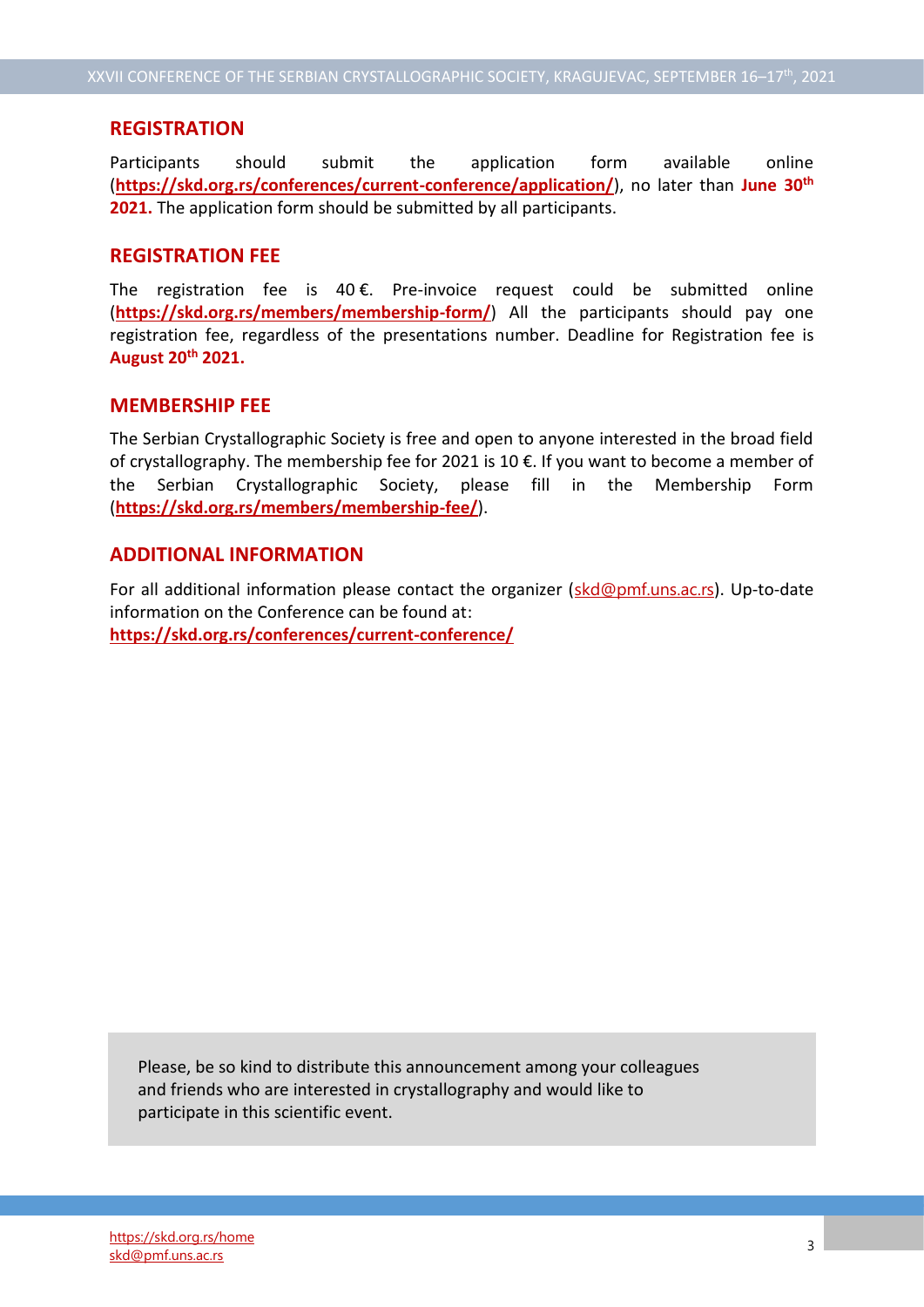## REGISTRATION

Participants should submit the application form available online (**https://skd.org.rs/conferences/current-conference/application/**), no later than **June 30th 2021.** The application form should be submitted by all participants.

## REGISTRATION FEE

The registration fee is 40 €. Pre-invoice request could be submitted online (**https://skd.org.rs/members/membership-form/**) All the participants should pay one registration fee, regardless of the presentations number. Deadline for Registration fee is **August 20th 2021.**

## MEMBERSHIP FEE

The Serbian Crystallographic Society is free and open to anyone interested in the broad field of crystallography. The membership fee for 2021 is 10 €. If you want to become a member of the Serbian Crystallographic Society, please fill in the Membership Form (**https://skd.org.rs/members/membership-fee/**).

## ADDITIONAL INFORMATION

For all additional information please contact the organizer (skd@pmf.uns.ac.rs). Up-to-date information on the Conference can be found at:
**https://skd.org.rs/conferences/current-conference/**

Please, be so kind to distribute this announcement among your colleagues and friends who are interested in crystallography and would like to participate in this scientific event.

https://skd.org.rs/home
skd@pmf.uns.ac.rs